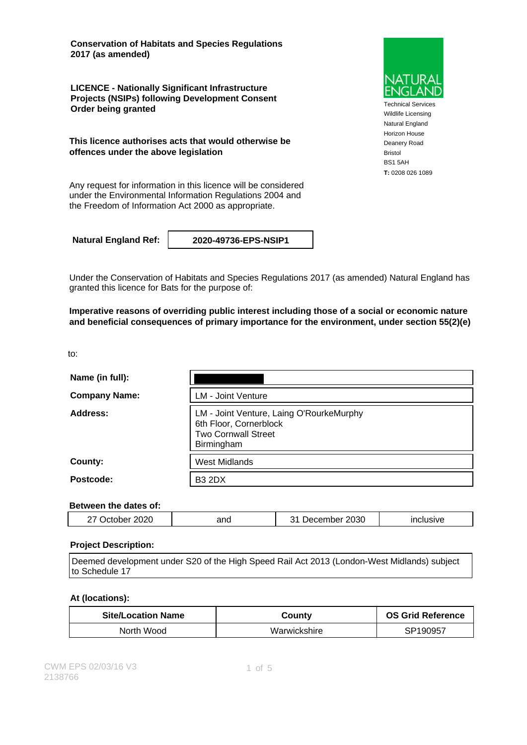**Conservation of Habitats and Species Regulations 2017 (as amended)**

**LICENCE - Nationally Significant Infrastructure Projects (NSIPs) following Development Consent Order being granted**

**This licence authorises acts that would otherwise be offences under the above legislation**

Any request for information in this licence will be considered under the Environmental Information Regulations 2004 and the Freedom of Information Act 2000 as appropriate.

NATURAL ENGLAND
Technical Services
Wildlife Licensing
Natural England
Horizon House
Deanery Road
Bristol
BS1 5AH
**T:** 0208 026 1089

| **Natural England Ref:** | **2020-49736-EPS-NSIP1** |
|---|---|

Under the Conservation of Habitats and Species Regulations 2017 (as amended) Natural England has granted this licence for Bats for the purpose of:

**Imperative reasons of overriding public interest including those of a social or economic nature and beneficial consequences of primary importance for the environment, under section 55(2)(e)**

to:

| | |
|---|---|
| **Name (in full):** | |
| **Company Name:** | LM - Joint Venture |
| **Address:** | LM - Joint Venture, Laing O'RourkeMurphy<br>6th Floor, Cornerblock<br>Two Cornwall Street<br>Birmingham |
| **County:** | West Midlands |
| **Postcode:** | B3 2DX |

**Between the dates of:**

| | | | |
|---|---|---|---|
| 27 October 2020 | and | 31 December 2030 | inclusive |

**Project Description:**

Deemed development under S20 of the High Speed Rail Act 2013 (London-West Midlands) subject to Schedule 17

**At (locations):**

| Site/Location Name | County | OS Grid Reference |
|---|---|---|
| North Wood | Warwickshire | SP190957 |

CWM EPS 02/03/16 V3
2138766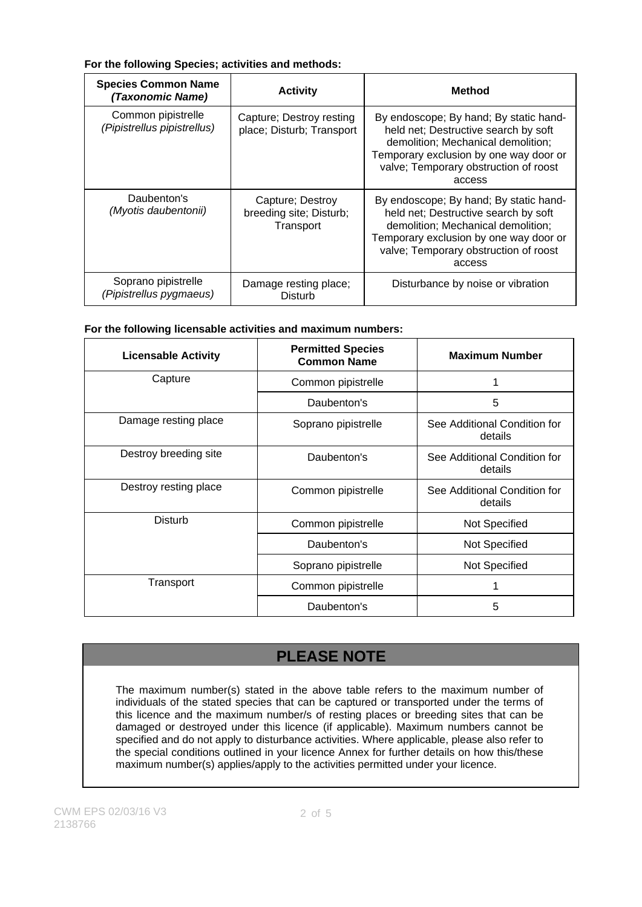**For the following Species; activities and methods:**

| Species Common Name *(Taxonomic Name)* | Activity | Method |
| --- | --- | --- |
| Common pipistrelle *(Pipistrellus pipistrellus)* | Capture; Destroy resting place; Disturb; Transport | By endoscope; By hand; By static hand-held net; Destructive search by soft demolition; Mechanical demolition; Temporary exclusion by one way door or valve; Temporary obstruction of roost access |
| Daubenton's *(Myotis daubentonii)* | Capture; Destroy breeding site; Disturb; Transport | By endoscope; By hand; By static hand-held net; Destructive search by soft demolition; Mechanical demolition; Temporary exclusion by one way door or valve; Temporary obstruction of roost access |
| Soprano pipistrelle *(Pipistrellus pygmaeus)* | Damage resting place; Disturb | Disturbance by noise or vibration |

**For the following licensable activities and maximum numbers:**

| Licensable Activity | Permitted Species Common Name | Maximum Number |
| --- | --- | --- |
| Capture | Common pipistrelle | 1 |
| | Daubenton's | 5 |
| Damage resting place | Soprano pipistrelle | See Additional Condition for details |
| Destroy breeding site | Daubenton's | See Additional Condition for details |
| Destroy resting place | Common pipistrelle | See Additional Condition for details |
| Disturb | Common pipistrelle | Not Specified |
| | Daubenton's | Not Specified |
| | Soprano pipistrelle | Not Specified |
| Transport | Common pipistrelle | 1 |
| | Daubenton's | 5 |

## PLEASE NOTE

The maximum number(s) stated in the above table refers to the maximum number of individuals of the stated species that can be captured or transported under the terms of this licence and the maximum number/s of resting places or breeding sites that can be damaged or destroyed under this licence (if applicable). Maximum numbers cannot be specified and do not apply to disturbance activities. Where applicable, please also refer to the special conditions outlined in your licence Annex for further details on how this/these maximum number(s) applies/apply to the activities permitted under your licence.

CWM EPS 02/03/16 V3
2138766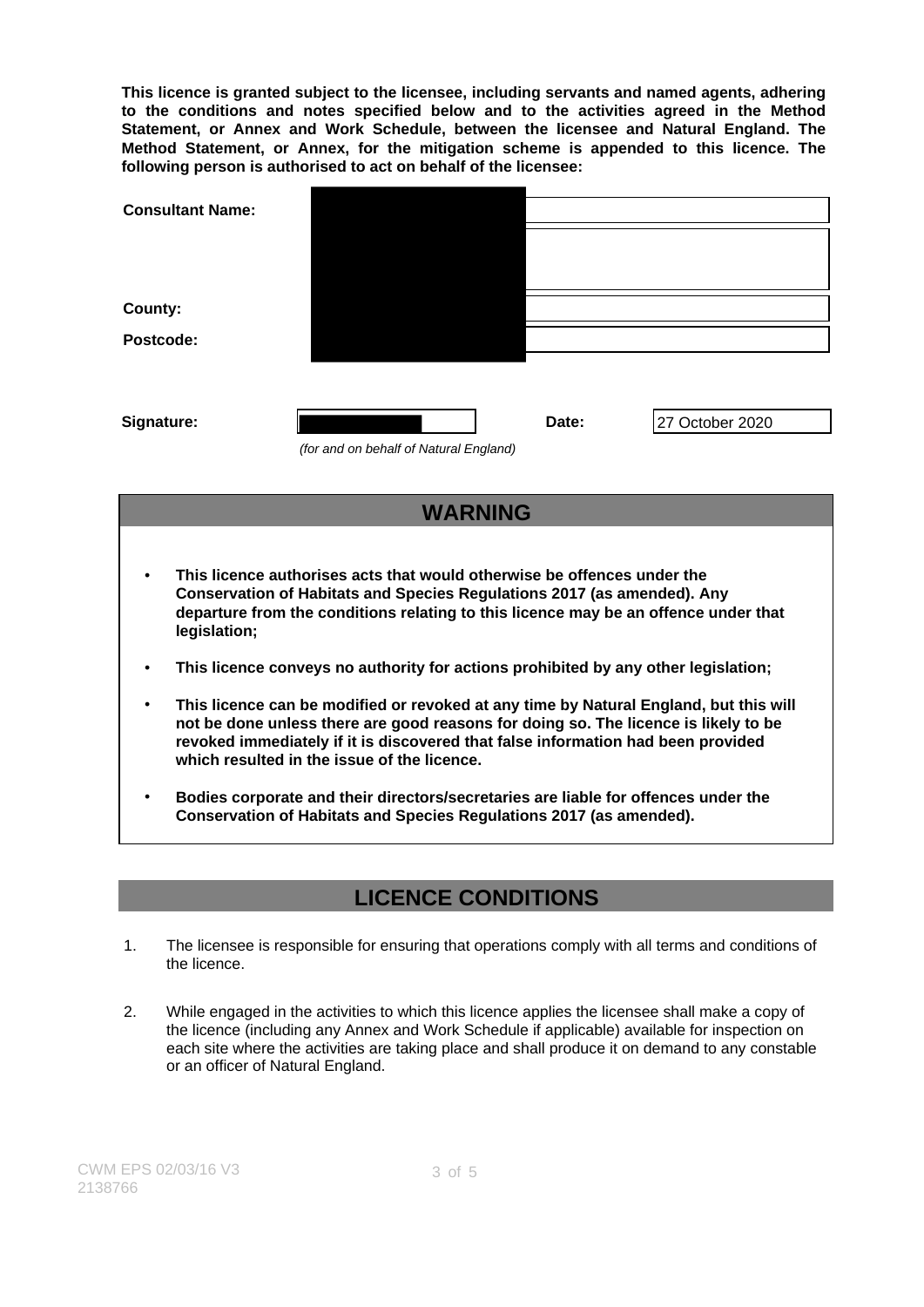**This licence is granted subject to the licensee, including servants and named agents, adhering to the conditions and notes specified below and to the activities agreed in the Method Statement, or Annex and Work Schedule, between the licensee and Natural England. The Method Statement, or Annex, for the mitigation scheme is appended to this licence. The following person is authorised to act on behalf of the licensee:**

**Consultant Name:**

**County:**

**Postcode:**

**Signature:** | **Date:** 27 October 2020

*(for and on behalf of Natural England)*

## WARNING

- **This licence authorises acts that would otherwise be offences under the Conservation of Habitats and Species Regulations 2017 (as amended). Any departure from the conditions relating to this licence may be an offence under that legislation;**
- **This licence conveys no authority for actions prohibited by any other legislation;**
- **This licence can be modified or revoked at any time by Natural England, but this will not be done unless there are good reasons for doing so. The licence is likely to be revoked immediately if it is discovered that false information had been provided which resulted in the issue of the licence.**
- **Bodies corporate and their directors/secretaries are liable for offences under the Conservation of Habitats and Species Regulations 2017 (as amended).**

## LICENCE CONDITIONS

1. The licensee is responsible for ensuring that operations comply with all terms and conditions of the licence.

2. While engaged in the activities to which this licence applies the licensee shall make a copy of the licence (including any Annex and Work Schedule if applicable) available for inspection on each site where the activities are taking place and shall produce it on demand to any constable or an officer of Natural England.

CWM EPS 02/03/16 V3
2138766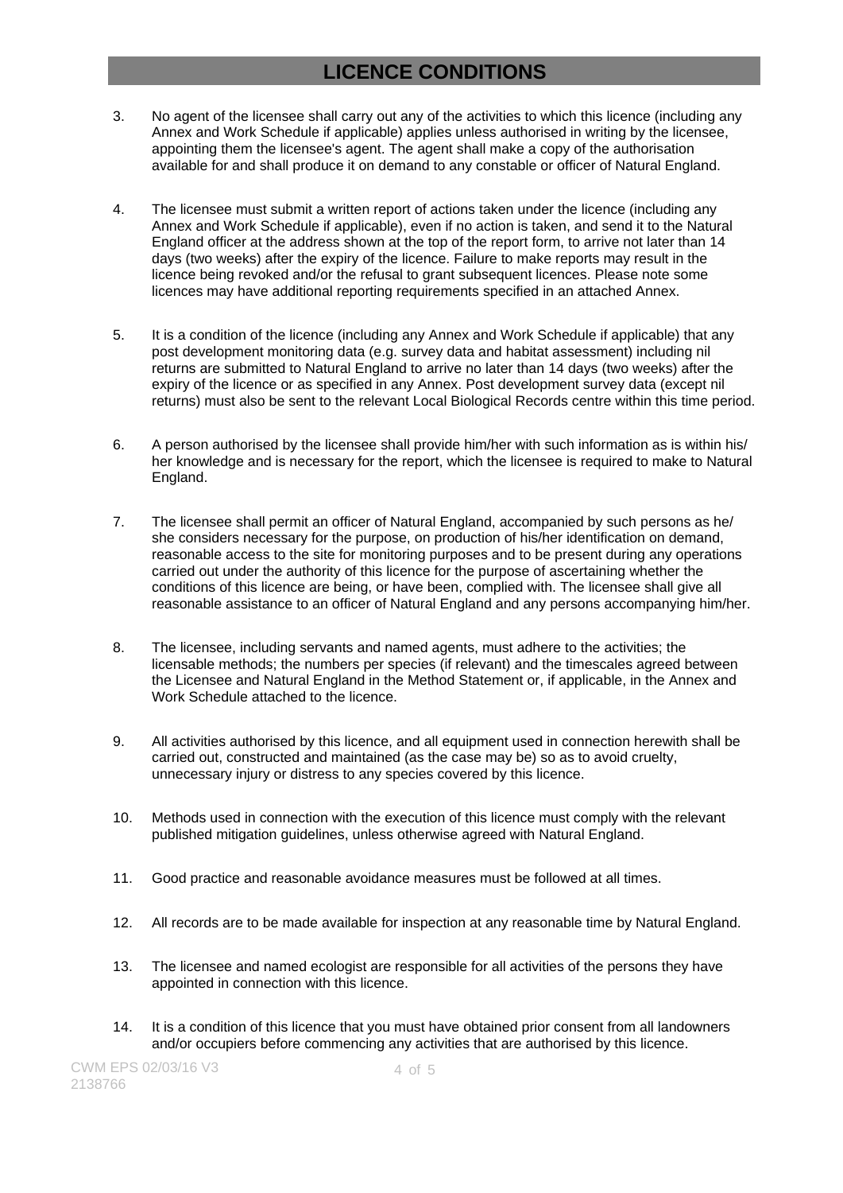## LICENCE CONDITIONS

3. No agent of the licensee shall carry out any of the activities to which this licence (including any Annex and Work Schedule if applicable) applies unless authorised in writing by the licensee, appointing them the licensee's agent. The agent shall make a copy of the authorisation available for and shall produce it on demand to any constable or officer of Natural England.

4. The licensee must submit a written report of actions taken under the licence (including any Annex and Work Schedule if applicable), even if no action is taken, and send it to the Natural England officer at the address shown at the top of the report form, to arrive not later than 14 days (two weeks) after the expiry of the licence. Failure to make reports may result in the licence being revoked and/or the refusal to grant subsequent licences. Please note some licences may have additional reporting requirements specified in an attached Annex.

5. It is a condition of the licence (including any Annex and Work Schedule if applicable) that any post development monitoring data (e.g. survey data and habitat assessment) including nil returns are submitted to Natural England to arrive no later than 14 days (two weeks) after the expiry of the licence or as specified in any Annex. Post development survey data (except nil returns) must also be sent to the relevant Local Biological Records centre within this time period.

6. A person authorised by the licensee shall provide him/her with such information as is within his/her knowledge and is necessary for the report, which the licensee is required to make to Natural England.

7. The licensee shall permit an officer of Natural England, accompanied by such persons as he/she considers necessary for the purpose, on production of his/her identification on demand, reasonable access to the site for monitoring purposes and to be present during any operations carried out under the authority of this licence for the purpose of ascertaining whether the conditions of this licence are being, or have been, complied with. The licensee shall give all reasonable assistance to an officer of Natural England and any persons accompanying him/her.

8. The licensee, including servants and named agents, must adhere to the activities; the licensable methods; the numbers per species (if relevant) and the timescales agreed between the Licensee and Natural England in the Method Statement or, if applicable, in the Annex and Work Schedule attached to the licence.

9. All activities authorised by this licence, and all equipment used in connection herewith shall be carried out, constructed and maintained (as the case may be) so as to avoid cruelty, unnecessary injury or distress to any species covered by this licence.

10. Methods used in connection with the execution of this licence must comply with the relevant published mitigation guidelines, unless otherwise agreed with Natural England.

11. Good practice and reasonable avoidance measures must be followed at all times.

12. All records are to be made available for inspection at any reasonable time by Natural England.

13. The licensee and named ecologist are responsible for all activities of the persons they have appointed in connection with this licence.

14. It is a condition of this licence that you must have obtained prior consent from all landowners and/or occupiers before commencing any activities that are authorised by this licence.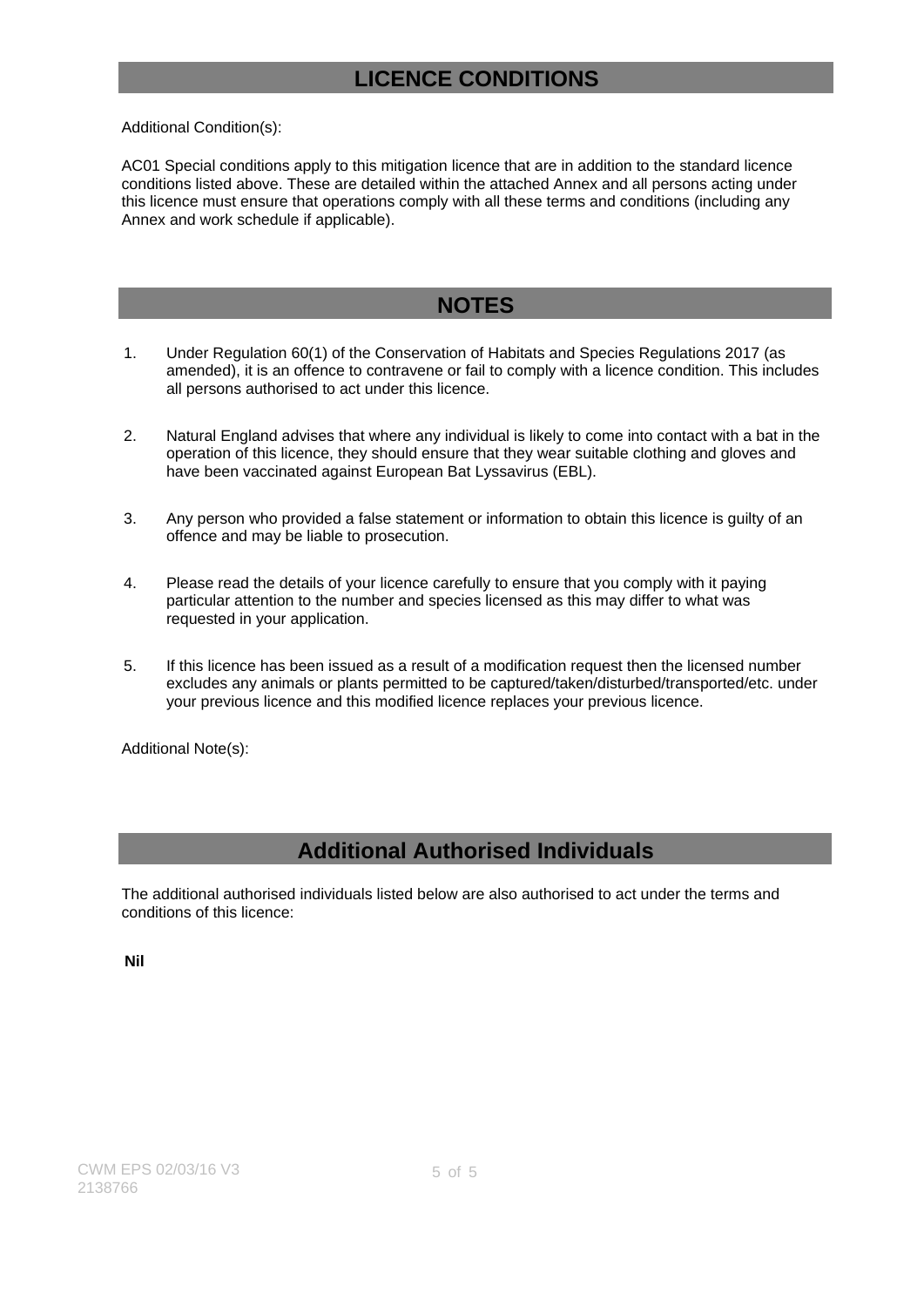## LICENCE CONDITIONS

Additional Condition(s):

AC01 Special conditions apply to this mitigation licence that are in addition to the standard licence conditions listed above. These are detailed within the attached Annex and all persons acting under this licence must ensure that operations comply with all these terms and conditions (including any Annex and work schedule if applicable).

## NOTES

1. Under Regulation 60(1) of the Conservation of Habitats and Species Regulations 2017 (as amended), it is an offence to contravene or fail to comply with a licence condition. This includes all persons authorised to act under this licence.

2. Natural England advises that where any individual is likely to come into contact with a bat in the operation of this licence, they should ensure that they wear suitable clothing and gloves and have been vaccinated against European Bat Lyssavirus (EBL).

3. Any person who provided a false statement or information to obtain this licence is guilty of an offence and may be liable to prosecution.

4. Please read the details of your licence carefully to ensure that you comply with it paying particular attention to the number and species licensed as this may differ to what was requested in your application.

5. If this licence has been issued as a result of a modification request then the licensed number excludes any animals or plants permitted to be captured/taken/disturbed/transported/etc. under your previous licence and this modified licence replaces your previous licence.

Additional Note(s):

## Additional Authorised Individuals

The additional authorised individuals listed below are also authorised to act under the terms and conditions of this licence:

**Nil**

CWM EPS 02/03/16 V3
2138766